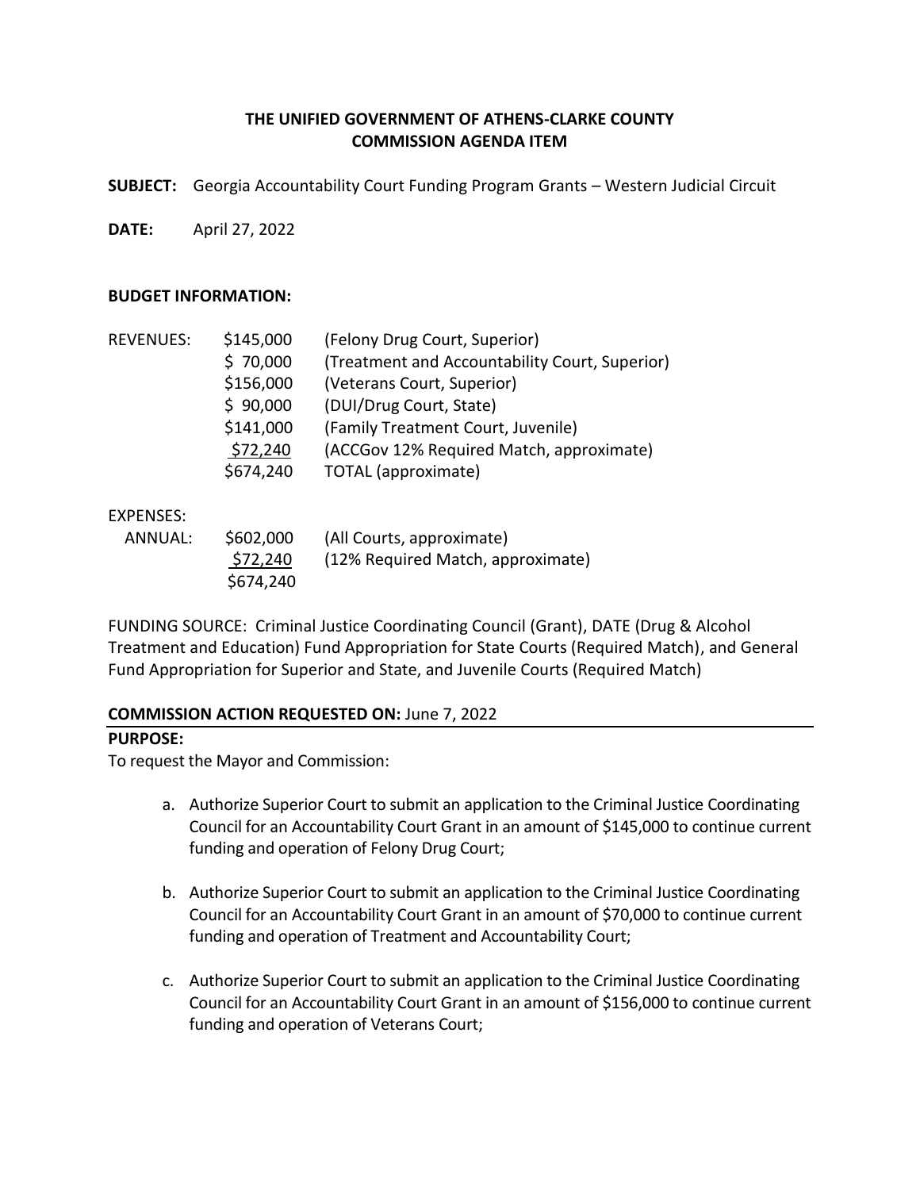**THE UNIFIED GOVERNMENT OF ATHENS-CLARKE COUNTY**
**COMMISSION AGENDA ITEM**

**SUBJECT:** Georgia Accountability Court Funding Program Grants – Western Judicial Circuit

**DATE:** April 27, 2022

**BUDGET INFORMATION:**

| | | |
|---|---|---|
| REVENUES: | \$145,000 | (Felony Drug Court, Superior) |
| | \$ 70,000 | (Treatment and Accountability Court, Superior) |
| | \$156,000 | (Veterans Court, Superior) |
| | \$ 90,000 | (DUI/Drug Court, State) |
| | \$141,000 | (Family Treatment Court, Juvenile) |
| | \$72,240 | (ACCGov 12% Required Match, approximate) |
| | \$674,240 | TOTAL (approximate) |

| | | |
|---|---|---|
| EXPENSES: | | |
| ANNUAL: | \$602,000 | (All Courts, approximate) |
| | \$72,240 | (12% Required Match, approximate) |
| | \$674,240 | |

FUNDING SOURCE: Criminal Justice Coordinating Council (Grant), DATE (Drug & Alcohol Treatment and Education) Fund Appropriation for State Courts (Required Match), and General Fund Appropriation for Superior and State, and Juvenile Courts (Required Match)

**COMMISSION ACTION REQUESTED ON:** June 7, 2022

**PURPOSE:**

To request the Mayor and Commission:

a. Authorize Superior Court to submit an application to the Criminal Justice Coordinating Council for an Accountability Court Grant in an amount of \$145,000 to continue current funding and operation of Felony Drug Court;

b. Authorize Superior Court to submit an application to the Criminal Justice Coordinating Council for an Accountability Court Grant in an amount of \$70,000 to continue current funding and operation of Treatment and Accountability Court;

c. Authorize Superior Court to submit an application to the Criminal Justice Coordinating Council for an Accountability Court Grant in an amount of \$156,000 to continue current funding and operation of Veterans Court;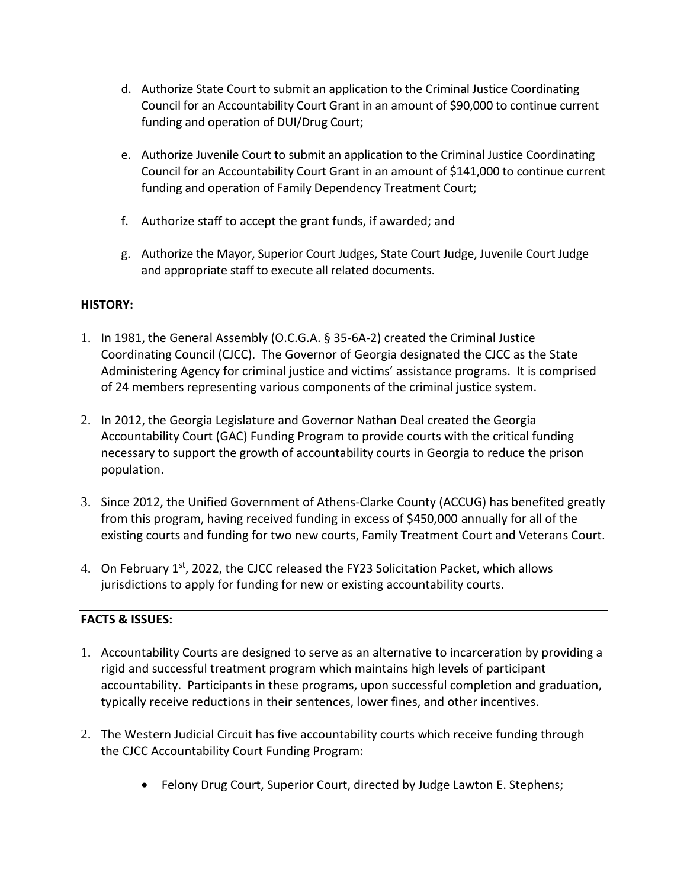d. Authorize State Court to submit an application to the Criminal Justice Coordinating Council for an Accountability Court Grant in an amount of $90,000 to continue current funding and operation of DUI/Drug Court;

e. Authorize Juvenile Court to submit an application to the Criminal Justice Coordinating Council for an Accountability Court Grant in an amount of $141,000 to continue current funding and operation of Family Dependency Treatment Court;

f. Authorize staff to accept the grant funds, if awarded; and

g. Authorize the Mayor, Superior Court Judges, State Court Judge, Juvenile Court Judge and appropriate staff to execute all related documents.

---

**HISTORY:**

1. In 1981, the General Assembly (O.C.G.A. § 35-6A-2) created the Criminal Justice Coordinating Council (CJCC). The Governor of Georgia designated the CJCC as the State Administering Agency for criminal justice and victims' assistance programs. It is comprised of 24 members representing various components of the criminal justice system.

2. In 2012, the Georgia Legislature and Governor Nathan Deal created the Georgia Accountability Court (GAC) Funding Program to provide courts with the critical funding necessary to support the growth of accountability courts in Georgia to reduce the prison population.

3. Since 2012, the Unified Government of Athens-Clarke County (ACCUG) has benefited greatly from this program, having received funding in excess of $450,000 annually for all of the existing courts and funding for two new courts, Family Treatment Court and Veterans Court.

4. On February 1st, 2022, the CJCC released the FY23 Solicitation Packet, which allows jurisdictions to apply for funding for new or existing accountability courts.

---

**FACTS & ISSUES:**

1. Accountability Courts are designed to serve as an alternative to incarceration by providing a rigid and successful treatment program which maintains high levels of participant accountability. Participants in these programs, upon successful completion and graduation, typically receive reductions in their sentences, lower fines, and other incentives.

2. The Western Judicial Circuit has five accountability courts which receive funding through the CJCC Accountability Court Funding Program:

   - Felony Drug Court, Superior Court, directed by Judge Lawton E. Stephens;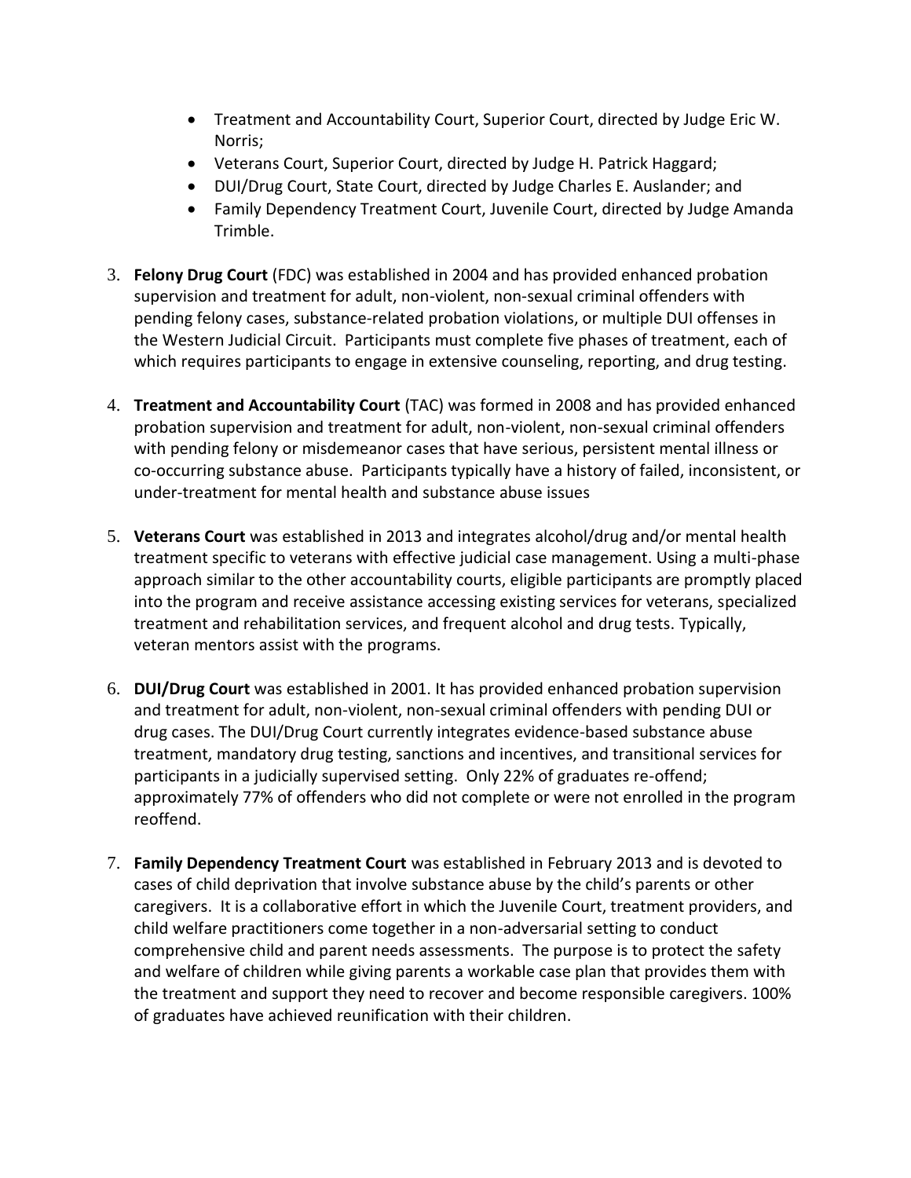- Treatment and Accountability Court, Superior Court, directed by Judge Eric W. Norris;
- Veterans Court, Superior Court, directed by Judge H. Patrick Haggard;
- DUI/Drug Court, State Court, directed by Judge Charles E. Auslander; and
- Family Dependency Treatment Court, Juvenile Court, directed by Judge Amanda Trimble.

3. **Felony Drug Court** (FDC) was established in 2004 and has provided enhanced probation supervision and treatment for adult, non-violent, non-sexual criminal offenders with pending felony cases, substance-related probation violations, or multiple DUI offenses in the Western Judicial Circuit. Participants must complete five phases of treatment, each of which requires participants to engage in extensive counseling, reporting, and drug testing.

4. **Treatment and Accountability Court** (TAC) was formed in 2008 and has provided enhanced probation supervision and treatment for adult, non-violent, non-sexual criminal offenders with pending felony or misdemeanor cases that have serious, persistent mental illness or co-occurring substance abuse. Participants typically have a history of failed, inconsistent, or under-treatment for mental health and substance abuse issues

5. **Veterans Court** was established in 2013 and integrates alcohol/drug and/or mental health treatment specific to veterans with effective judicial case management. Using a multi-phase approach similar to the other accountability courts, eligible participants are promptly placed into the program and receive assistance accessing existing services for veterans, specialized treatment and rehabilitation services, and frequent alcohol and drug tests. Typically, veteran mentors assist with the programs.

6. **DUI/Drug Court** was established in 2001. It has provided enhanced probation supervision and treatment for adult, non-violent, non-sexual criminal offenders with pending DUI or drug cases. The DUI/Drug Court currently integrates evidence-based substance abuse treatment, mandatory drug testing, sanctions and incentives, and transitional services for participants in a judicially supervised setting. Only 22% of graduates re-offend; approximately 77% of offenders who did not complete or were not enrolled in the program reoffend.

7. **Family Dependency Treatment Court** was established in February 2013 and is devoted to cases of child deprivation that involve substance abuse by the child's parents or other caregivers. It is a collaborative effort in which the Juvenile Court, treatment providers, and child welfare practitioners come together in a non-adversarial setting to conduct comprehensive child and parent needs assessments. The purpose is to protect the safety and welfare of children while giving parents a workable case plan that provides them with the treatment and support they need to recover and become responsible caregivers. 100% of graduates have achieved reunification with their children.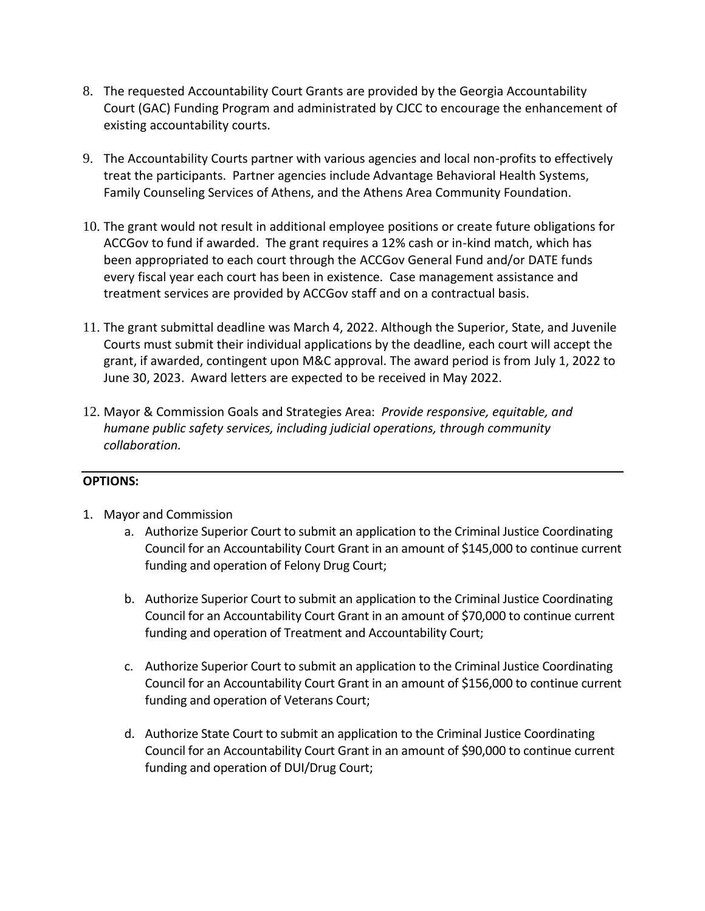8. The requested Accountability Court Grants are provided by the Georgia Accountability Court (GAC) Funding Program and administrated by CJCC to encourage the enhancement of existing accountability courts.

9. The Accountability Courts partner with various agencies and local non-profits to effectively treat the participants. Partner agencies include Advantage Behavioral Health Systems, Family Counseling Services of Athens, and the Athens Area Community Foundation.

10. The grant would not result in additional employee positions or create future obligations for ACCGov to fund if awarded. The grant requires a 12% cash or in-kind match, which has been appropriated to each court through the ACCGov General Fund and/or DATE funds every fiscal year each court has been in existence. Case management assistance and treatment services are provided by ACCGov staff and on a contractual basis.

11. The grant submittal deadline was March 4, 2022. Although the Superior, State, and Juvenile Courts must submit their individual applications by the deadline, each court will accept the grant, if awarded, contingent upon M&C approval. The award period is from July 1, 2022 to June 30, 2023. Award letters are expected to be received in May 2022.

12. Mayor & Commission Goals and Strategies Area: *Provide responsive, equitable, and humane public safety services, including judicial operations, through community collaboration.*

---

**OPTIONS:**

1. Mayor and Commission
    a. Authorize Superior Court to submit an application to the Criminal Justice Coordinating Council for an Accountability Court Grant in an amount of $145,000 to continue current funding and operation of Felony Drug Court;

    b. Authorize Superior Court to submit an application to the Criminal Justice Coordinating Council for an Accountability Court Grant in an amount of $70,000 to continue current funding and operation of Treatment and Accountability Court;

    c. Authorize Superior Court to submit an application to the Criminal Justice Coordinating Council for an Accountability Court Grant in an amount of $156,000 to continue current funding and operation of Veterans Court;

    d. Authorize State Court to submit an application to the Criminal Justice Coordinating Council for an Accountability Court Grant in an amount of $90,000 to continue current funding and operation of DUI/Drug Court;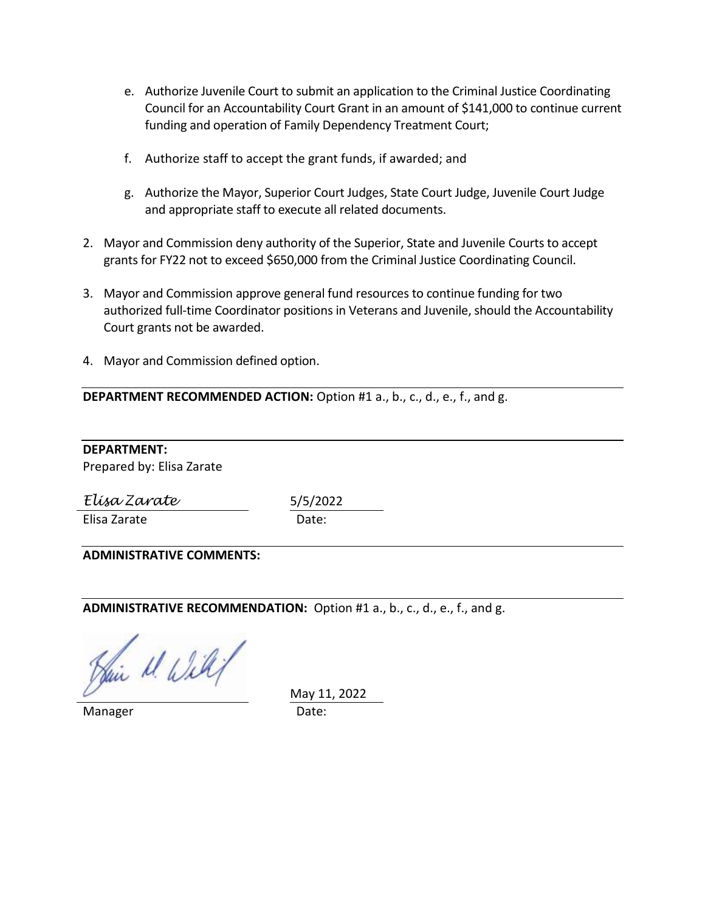e. Authorize Juvenile Court to submit an application to the Criminal Justice Coordinating Council for an Accountability Court Grant in an amount of $141,000 to continue current funding and operation of Family Dependency Treatment Court;

f. Authorize staff to accept the grant funds, if awarded; and

g. Authorize the Mayor, Superior Court Judges, State Court Judge, Juvenile Court Judge and appropriate staff to execute all related documents.

2. Mayor and Commission deny authority of the Superior, State and Juvenile Courts to accept grants for FY22 not to exceed $650,000 from the Criminal Justice Coordinating Council.

3. Mayor and Commission approve general fund resources to continue funding for two authorized full-time Coordinator positions in Veterans and Juvenile, should the Accountability Court grants not be awarded.

4. Mayor and Commission defined option.

---

**DEPARTMENT RECOMMENDED ACTION:** Option #1 a., b., c., d., e., f., and g.

---

**DEPARTMENT:**
Prepared by: Elisa Zarate

*Elisa Zarate* 5/5/2022

Elisa Zarate Date:

---

**ADMINISTRATIVE COMMENTS:**

---

**ADMINISTRATIVE RECOMMENDATION:** Option #1 a., b., c., d., e., f., and g.

*[Signature]* May 11, 2022

Manager Date: